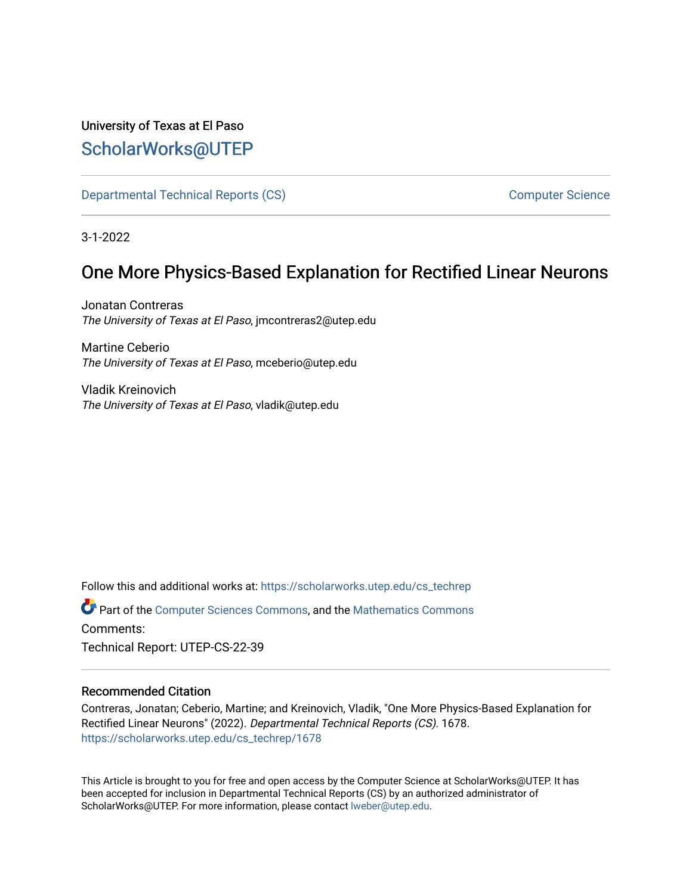University of Texas at El Paso

ScholarWorks@UTEP

Departmental Technical Reports (CS) | Computer Science

3-1-2022

# One More Physics-Based Explanation for Rectified Linear Neurons

Jonatan Contreras
*The University of Texas at El Paso*, jmcontreras2@utep.edu

Martine Ceberio
*The University of Texas at El Paso*, mceberio@utep.edu

Vladik Kreinovich
*The University of Texas at El Paso*, vladik@utep.edu

Follow this and additional works at: https://scholarworks.utep.edu/cs_techrep

Part of the Computer Sciences Commons, and the Mathematics Commons

Comments:

Technical Report: UTEP-CS-22-39

### Recommended Citation

Contreras, Jonatan; Ceberio, Martine; and Kreinovich, Vladik, "One More Physics-Based Explanation for Rectified Linear Neurons" (2022). *Departmental Technical Reports (CS)*. 1678.
https://scholarworks.utep.edu/cs_techrep/1678

This Article is brought to you for free and open access by the Computer Science at ScholarWorks@UTEP. It has been accepted for inclusion in Departmental Technical Reports (CS) by an authorized administrator of ScholarWorks@UTEP. For more information, please contact lweber@utep.edu.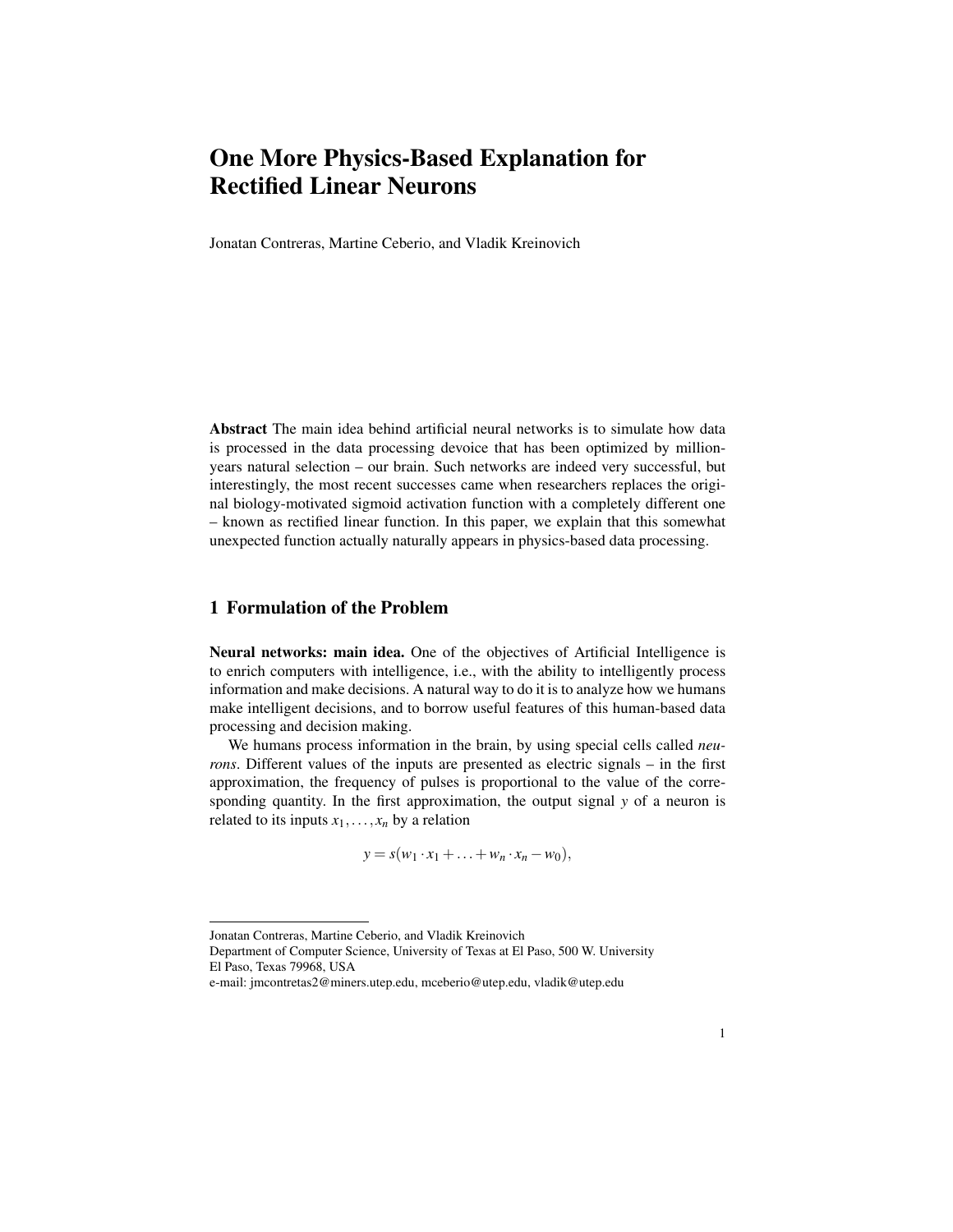# One More Physics-Based Explanation for Rectified Linear Neurons

Jonatan Contreras, Martine Ceberio, and Vladik Kreinovich

**Abstract** The main idea behind artificial neural networks is to simulate how data is processed in the data processing devoice that has been optimized by million-years natural selection – our brain. Such networks are indeed very successful, but interestingly, the most recent successes came when researchers replaces the original biology-motivated sigmoid activation function with a completely different one – known as rectified linear function. In this paper, we explain that this somewhat unexpected function actually naturally appears in physics-based data processing.

## 1 Formulation of the Problem

**Neural networks: main idea.** One of the objectives of Artificial Intelligence is to enrich computers with intelligence, i.e., with the ability to intelligently process information and make decisions. A natural way to do it is to analyze how we humans make intelligent decisions, and to borrow useful features of this human-based data processing and decision making.

We humans process information in the brain, by using special cells called *neurons*. Different values of the inputs are presented as electric signals – in the first approximation, the frequency of pulses is proportional to the value of the corresponding quantity. In the first approximation, the output signal $y$ of a neuron is related to its inputs $x_1, \ldots, x_n$ by a relation

$$y = s\big(w_1 \cdot x_1 + \ldots + w_n \cdot x_n - w_0\big),$$

---

Jonatan Contreras, Martine Ceberio, and Vladik Kreinovich
Department of Computer Science, University of Texas at El Paso, 500 W. University
El Paso, Texas 79968, USA
e-mail: jmcontretas2@miners.utep.edu, mceberio@utep.edu, vladik@utep.edu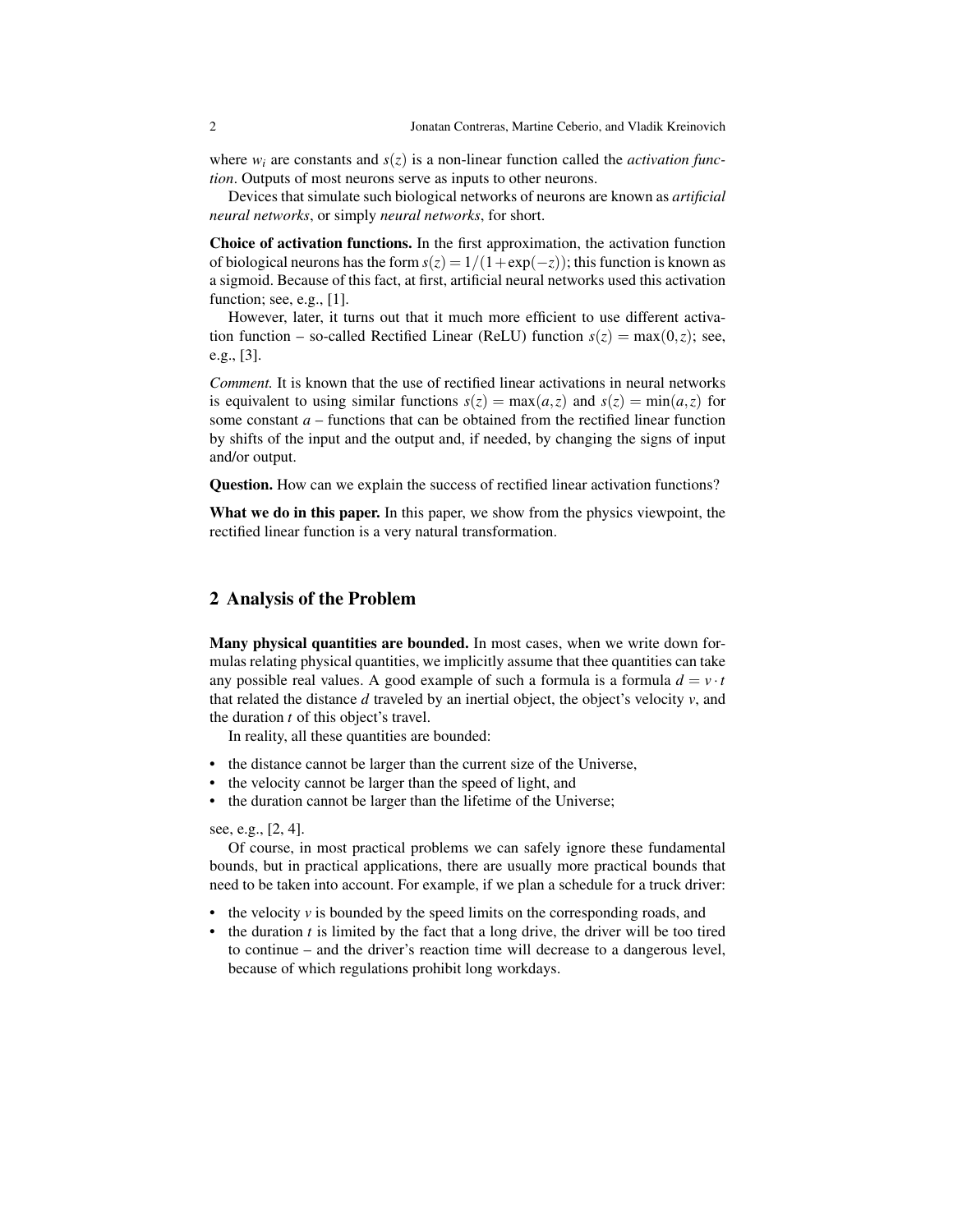where $w_i$ are constants and $s(z)$ is a non-linear function called the *activation function*. Outputs of most neurons serve as inputs to other neurons.

Devices that simulate such biological networks of neurons are known as *artificial neural networks*, or simply *neural networks*, for short.

**Choice of activation functions.** In the first approximation, the activation function of biological neurons has the form $s(z) = 1/(1+\exp(-z))$; this function is known as a sigmoid. Because of this fact, at first, artificial neural networks used this activation function; see, e.g., [1].

However, later, it turns out that it much more efficient to use different activation function – so-called Rectified Linear (ReLU) function $s(z) = \max(0, z)$; see, e.g., [3].

*Comment.* It is known that the use of rectified linear activations in neural networks is equivalent to using similar functions $s(z) = \max(a, z)$ and $s(z) = \min(a, z)$ for some constant $a$ – functions that can be obtained from the rectified linear function by shifts of the input and the output and, if needed, by changing the signs of input and/or output.

**Question.** How can we explain the success of rectified linear activation functions?

**What we do in this paper.** In this paper, we show from the physics viewpoint, the rectified linear function is a very natural transformation.

## 2 Analysis of the Problem

**Many physical quantities are bounded.** In most cases, when we write down formulas relating physical quantities, we implicitly assume that thee quantities can take any possible real values. A good example of such a formula is a formula $d = v \cdot t$ that related the distance $d$ traveled by an inertial object, the object's velocity $v$, and the duration $t$ of this object's travel.

In reality, all these quantities are bounded:

- the distance cannot be larger than the current size of the Universe,
- the velocity cannot be larger than the speed of light, and
- the duration cannot be larger than the lifetime of the Universe;

see, e.g., [2, 4].

Of course, in most practical problems we can safely ignore these fundamental bounds, but in practical applications, there are usually more practical bounds that need to be taken into account. For example, if we plan a schedule for a truck driver:

- the velocity $v$ is bounded by the speed limits on the corresponding roads, and
- the duration $t$ is limited by the fact that a long drive, the driver will be too tired to continue – and the driver's reaction time will decrease to a dangerous level, because of which regulations prohibit long workdays.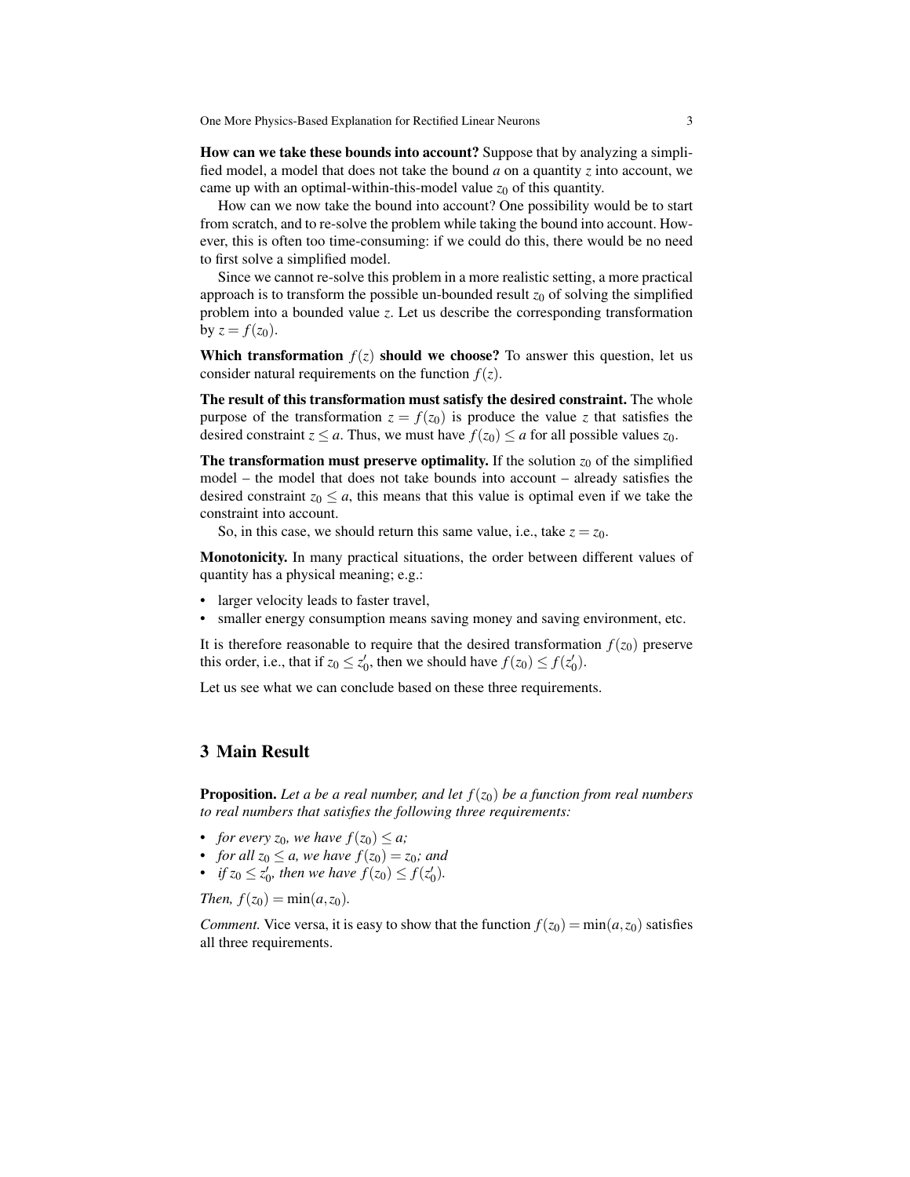**How can we take these bounds into account?** Suppose that by analyzing a simplified model, a model that does not take the bound $a$ on a quantity $z$ into account, we came up with an optimal-within-this-model value $z_0$ of this quantity.

How can we now take the bound into account? One possibility would be to start from scratch, and to re-solve the problem while taking the bound into account. However, this is often too time-consuming: if we could do this, there would be no need to first solve a simplified model.

Since we cannot re-solve this problem in a more realistic setting, a more practical approach is to transform the possible un-bounded result $z_0$ of solving the simplified problem into a bounded value $z$. Let us describe the corresponding transformation by $z = f(z_0)$.

**Which transformation $f(z)$ should we choose?** To answer this question, let us consider natural requirements on the function $f(z)$.

**The result of this transformation must satisfy the desired constraint.** The whole purpose of the transformation $z = f(z_0)$ is produce the value $z$ that satisfies the desired constraint $z \leq a$. Thus, we must have $f(z_0) \leq a$ for all possible values $z_0$.

**The transformation must preserve optimality.** If the solution $z_0$ of the simplified model – the model that does not take bounds into account – already satisfies the desired constraint $z_0 \leq a$, this means that this value is optimal even if we take the constraint into account.

So, in this case, we should return this same value, i.e., take $z = z_0$.

**Monotonicity.** In many practical situations, the order between different values of quantity has a physical meaning; e.g.:

- larger velocity leads to faster travel,
- smaller energy consumption means saving money and saving environment, etc.

It is therefore reasonable to require that the desired transformation $f(z_0)$ preserve this order, i.e., that if $z_0 \leq z_0'$, then we should have $f(z_0) \leq f(z_0')$.

Let us see what we can conclude based on these three requirements.

## 3 Main Result

**Proposition.** *Let $a$ be a real number, and let $f(z_0)$ be a function from real numbers to real numbers that satisfies the following three requirements:*

- *for every $z_0$, we have $f(z_0) \leq a$;*
- *for all $z_0 \leq a$, we have $f(z_0) = z_0$; and*
- *if $z_0 \leq z_0'$, then we have $f(z_0) \leq f(z_0')$.*

*Then, $f(z_0) = \min(a, z_0)$.*

*Comment.* Vice versa, it is easy to show that the function $f(z_0) = \min(a, z_0)$ satisfies all three requirements.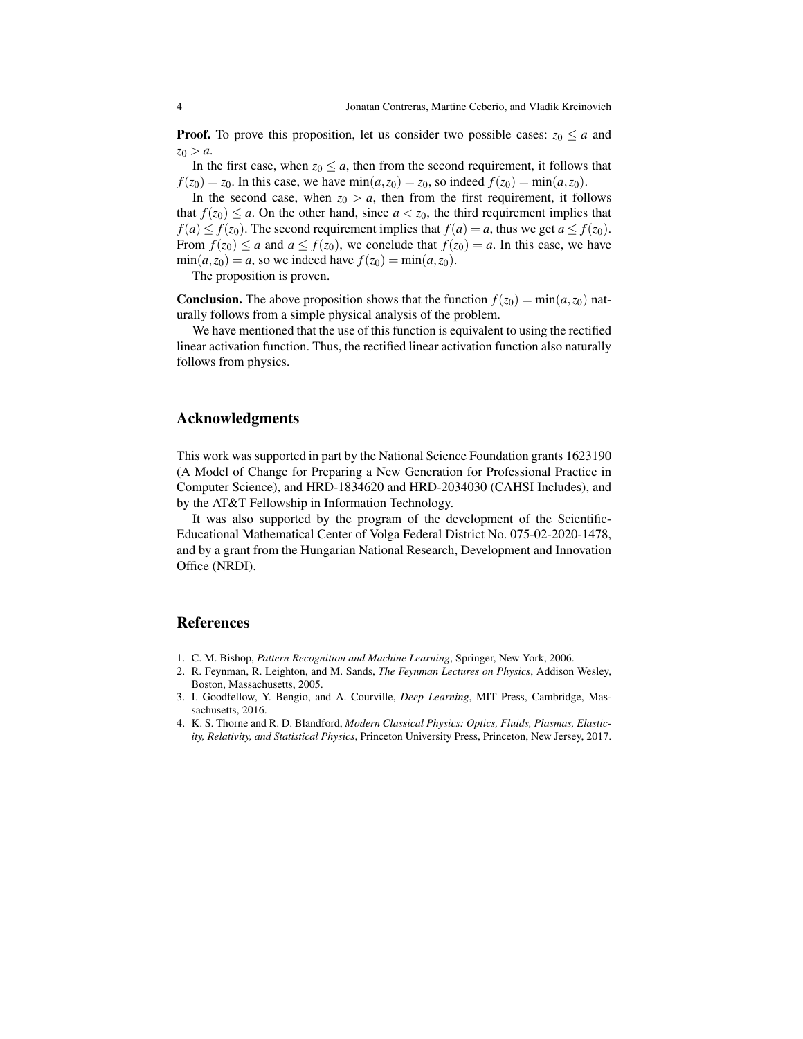**Proof.** To prove this proposition, let us consider two possible cases: $z_0 \le a$ and $z_0 > a$.

In the first case, when $z_0 \le a$, then from the second requirement, it follows that $f(z_0) = z_0$. In this case, we have $\min(a, z_0) = z_0$, so indeed $f(z_0) = \min(a, z_0)$.

In the second case, when $z_0 > a$, then from the first requirement, it follows that $f(z_0) \le a$. On the other hand, since $a < z_0$, the third requirement implies that $f(a) \le f(z_0)$. The second requirement implies that $f(a) = a$, thus we get $a \le f(z_0)$. From $f(z_0) \le a$ and $a \le f(z_0)$, we conclude that $f(z_0) = a$. In this case, we have $\min(a, z_0) = a$, so we indeed have $f(z_0) = \min(a, z_0)$.

The proposition is proven.

**Conclusion.** The above proposition shows that the function $f(z_0) = \min(a, z_0)$ naturally follows from a simple physical analysis of the problem.

We have mentioned that the use of this function is equivalent to using the rectified linear activation function. Thus, the rectified linear activation function also naturally follows from physics.

## Acknowledgments

This work was supported in part by the National Science Foundation grants 1623190 (A Model of Change for Preparing a New Generation for Professional Practice in Computer Science), and HRD-1834620 and HRD-2034030 (CAHSI Includes), and by the AT&T Fellowship in Information Technology.

It was also supported by the program of the development of the Scientific-Educational Mathematical Center of Volga Federal District No. 075-02-2020-1478, and by a grant from the Hungarian National Research, Development and Innovation Office (NRDI).

## References

1. C. M. Bishop, *Pattern Recognition and Machine Learning*, Springer, New York, 2006.
2. R. Feynman, R. Leighton, and M. Sands, *The Feynman Lectures on Physics*, Addison Wesley, Boston, Massachusetts, 2005.
3. I. Goodfellow, Y. Bengio, and A. Courville, *Deep Learning*, MIT Press, Cambridge, Massachusetts, 2016.
4. K. S. Thorne and R. D. Blandford, *Modern Classical Physics: Optics, Fluids, Plasmas, Elasticity, Relativity, and Statistical Physics*, Princeton University Press, Princeton, New Jersey, 2017.